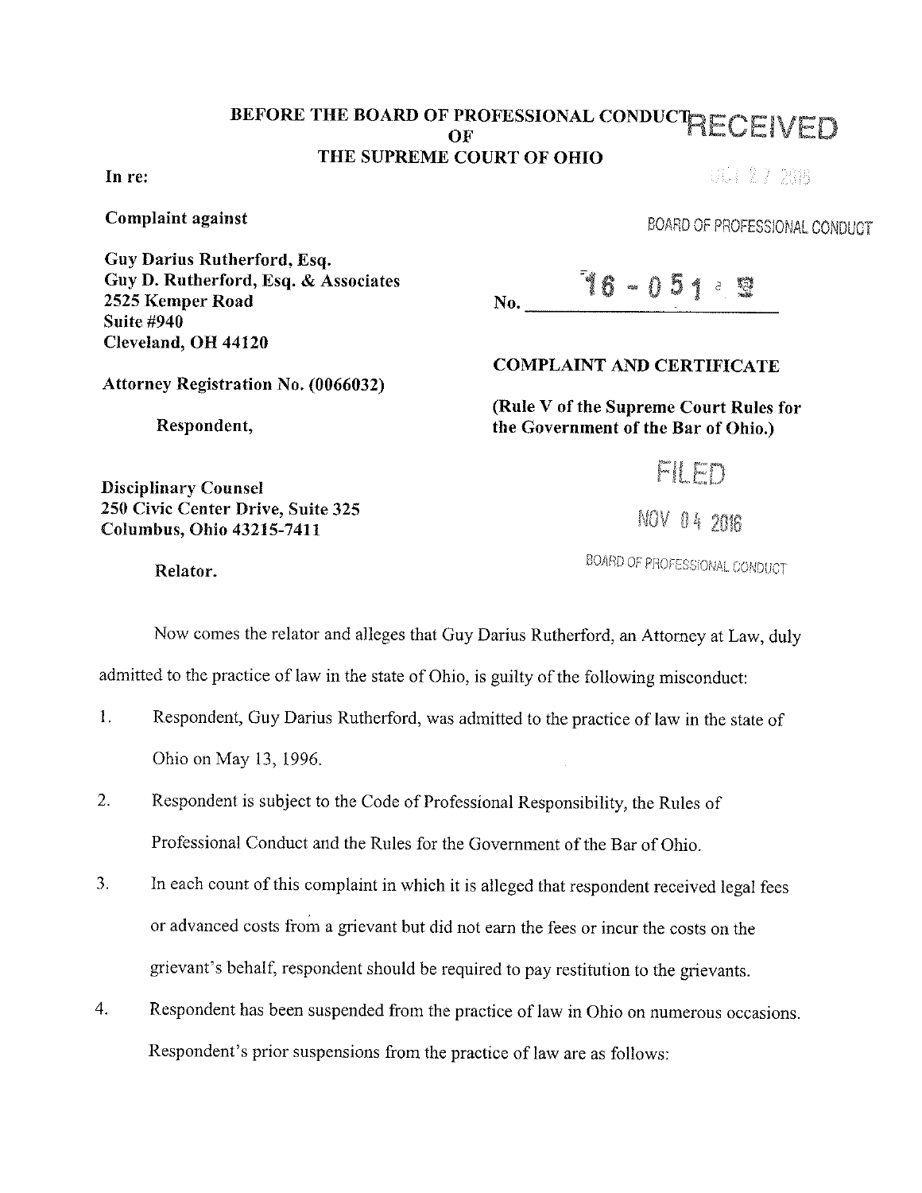**BEFORE THE BOARD OF PROFESSIONAL CONDUCT OF THE SUPREME COURT OF OHIO**

RECEIVED
OCT 27 2016
BOARD OF PROFESSIONAL CONDUCT

**In re:**

**Complaint against**

**Guy Darius Rutherford, Esq.**
**Guy D. Rutherford, Esq. & Associates**
**2525 Kemper Road**
**Suite #940**
**Cleveland, OH 44120**

**Attorney Registration No. (0066032)**

**Respondent,**

**Disciplinary Counsel**
**250 Civic Center Drive, Suite 325**
**Columbus, Ohio 43215-7411**

**Relator.**

No. 16 - 051

**COMPLAINT AND CERTIFICATE**

**(Rule V of the Supreme Court Rules for the Government of the Bar of Ohio.)**

FILED
NOV 04 2016
BOARD OF PROFESSIONAL CONDUCT

Now comes the relator and alleges that Guy Darius Rutherford, an Attorney at Law, duly admitted to the practice of law in the state of Ohio, is guilty of the following misconduct:

1. Respondent, Guy Darius Rutherford, was admitted to the practice of law in the state of Ohio on May 13, 1996.
2. Respondent is subject to the Code of Professional Responsibility, the Rules of Professional Conduct and the Rules for the Government of the Bar of Ohio.
3. In each count of this complaint in which it is alleged that respondent received legal fees or advanced costs from a grievant but did not earn the fees or incur the costs on the grievant's behalf, respondent should be required to pay restitution to the grievants.
4. Respondent has been suspended from the practice of law in Ohio on numerous occasions. Respondent's prior suspensions from the practice of law are as follows: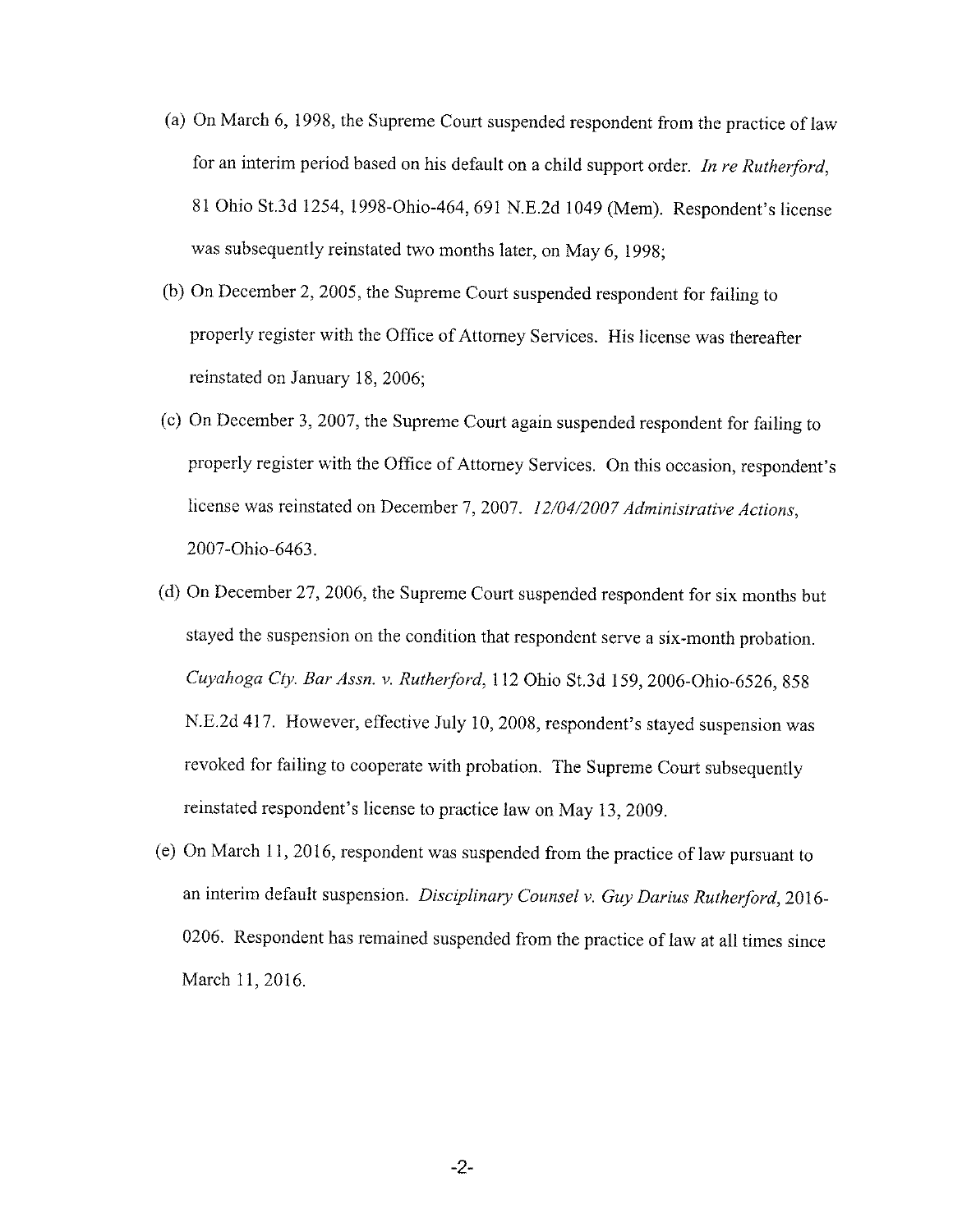(a) On March 6, 1998, the Supreme Court suspended respondent from the practice of law for an interim period based on his default on a child support order. *In re Rutherford*, 81 Ohio St.3d 1254, 1998-Ohio-464, 691 N.E.2d 1049 (Mem). Respondent's license was subsequently reinstated two months later, on May 6, 1998;

(b) On December 2, 2005, the Supreme Court suspended respondent for failing to properly register with the Office of Attorney Services. His license was thereafter reinstated on January 18, 2006;

(c) On December 3, 2007, the Supreme Court again suspended respondent for failing to properly register with the Office of Attorney Services. On this occasion, respondent's license was reinstated on December 7, 2007. *12/04/2007 Administrative Actions*, 2007-Ohio-6463.

(d) On December 27, 2006, the Supreme Court suspended respondent for six months but stayed the suspension on the condition that respondent serve a six-month probation. *Cuyahoga Cty. Bar Assn. v. Rutherford*, 112 Ohio St.3d 159, 2006-Ohio-6526, 858 N.E.2d 417. However, effective July 10, 2008, respondent's stayed suspension was revoked for failing to cooperate with probation. The Supreme Court subsequently reinstated respondent's license to practice law on May 13, 2009.

(e) On March 11, 2016, respondent was suspended from the practice of law pursuant to an interim default suspension. *Disciplinary Counsel v. Guy Darius Rutherford*, 2016-0206. Respondent has remained suspended from the practice of law at all times since March 11, 2016.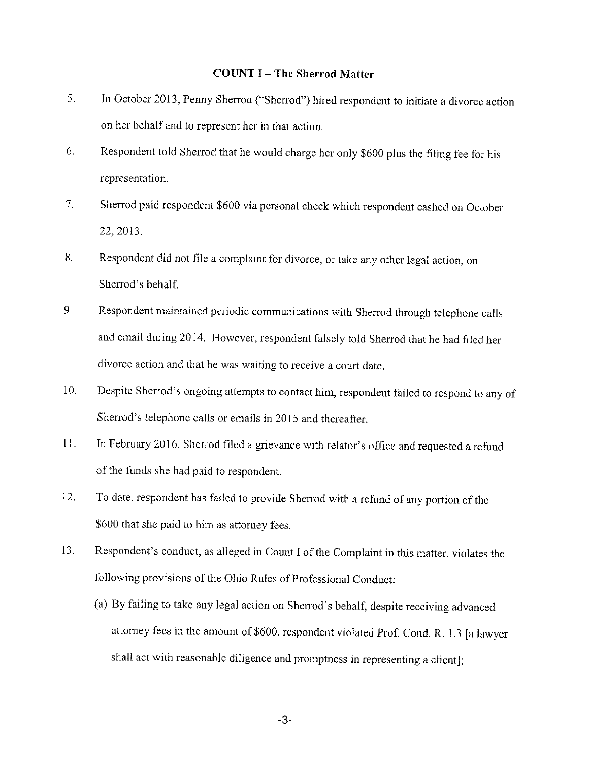**COUNT I – The Sherrod Matter**

5. In October 2013, Penny Sherrod ("Sherrod") hired respondent to initiate a divorce action on her behalf and to represent her in that action.

6. Respondent told Sherrod that he would charge her only $600 plus the filing fee for his representation.

7. Sherrod paid respondent $600 via personal check which respondent cashed on October 22, 2013.

8. Respondent did not file a complaint for divorce, or take any other legal action, on Sherrod's behalf.

9. Respondent maintained periodic communications with Sherrod through telephone calls and email during 2014. However, respondent falsely told Sherrod that he had filed her divorce action and that he was waiting to receive a court date.

10. Despite Sherrod's ongoing attempts to contact him, respondent failed to respond to any of Sherrod's telephone calls or emails in 2015 and thereafter.

11. In February 2016, Sherrod filed a grievance with relator's office and requested a refund of the funds she had paid to respondent.

12. To date, respondent has failed to provide Sherrod with a refund of any portion of the $600 that she paid to him as attorney fees.

13. Respondent's conduct, as alleged in Count I of the Complaint in this matter, violates the following provisions of the Ohio Rules of Professional Conduct:

   (a) By failing to take any legal action on Sherrod's behalf, despite receiving advanced attorney fees in the amount of $600, respondent violated Prof. Cond. R. 1.3 [a lawyer shall act with reasonable diligence and promptness in representing a client];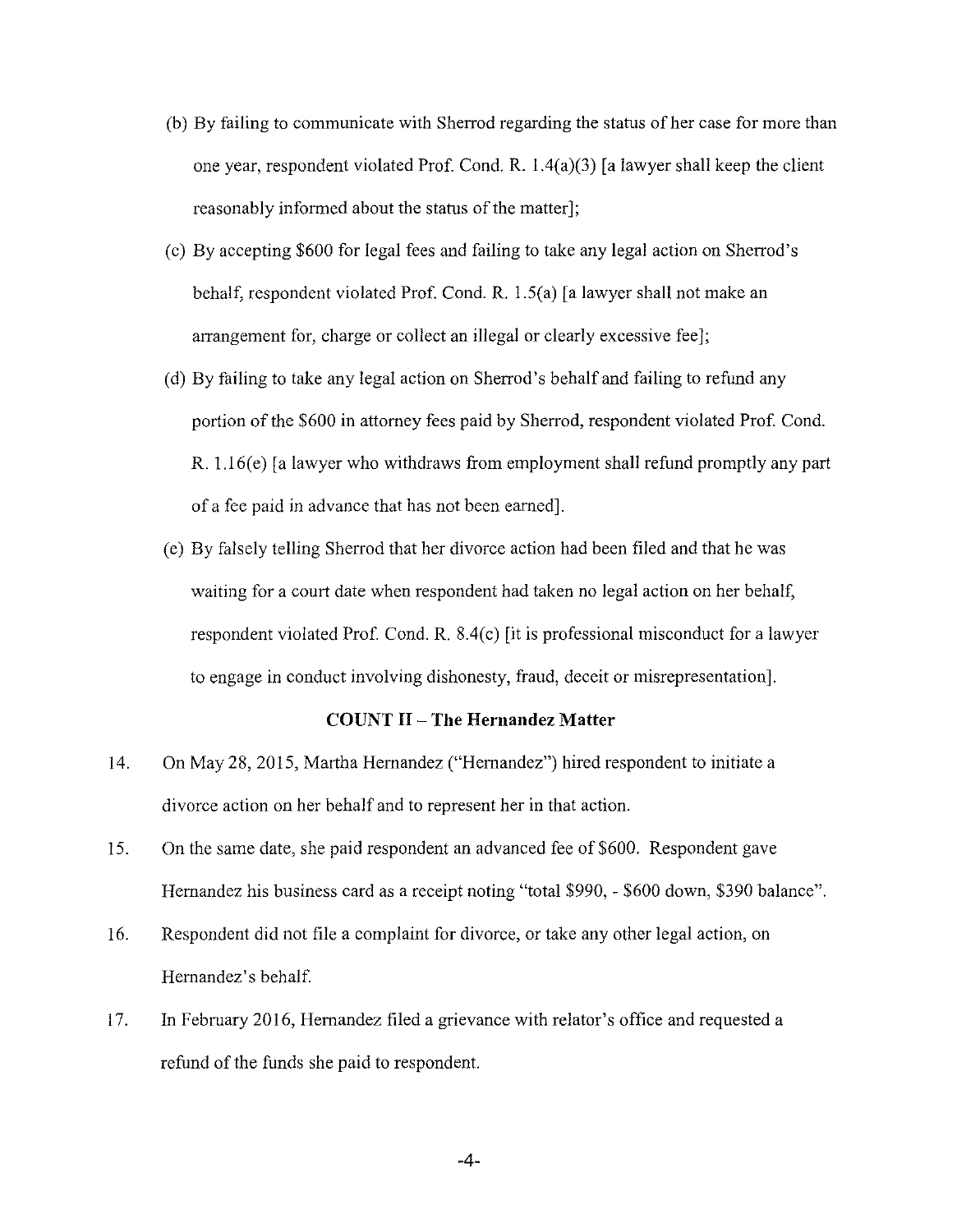(b) By failing to communicate with Sherrod regarding the status of her case for more than one year, respondent violated Prof. Cond. R. 1.4(a)(3) [a lawyer shall keep the client reasonably informed about the status of the matter];

(c) By accepting $600 for legal fees and failing to take any legal action on Sherrod's behalf, respondent violated Prof. Cond. R. 1.5(a) [a lawyer shall not make an arrangement for, charge or collect an illegal or clearly excessive fee];

(d) By failing to take any legal action on Sherrod's behalf and failing to refund any portion of the $600 in attorney fees paid by Sherrod, respondent violated Prof. Cond. R. 1.16(e) [a lawyer who withdraws from employment shall refund promptly any part of a fee paid in advance that has not been earned].

(e) By falsely telling Sherrod that her divorce action had been filed and that he was waiting for a court date when respondent had taken no legal action on her behalf, respondent violated Prof. Cond. R. 8.4(c) [it is professional misconduct for a lawyer to engage in conduct involving dishonesty, fraud, deceit or misrepresentation].

**COUNT II – The Hernandez Matter**

14. On May 28, 2015, Martha Hernandez ("Hernandez") hired respondent to initiate a divorce action on her behalf and to represent her in that action.

15. On the same date, she paid respondent an advanced fee of $600. Respondent gave Hernandez his business card as a receipt noting "total $990, - $600 down, $390 balance".

16. Respondent did not file a complaint for divorce, or take any other legal action, on Hernandez's behalf.

17. In February 2016, Hernandez filed a grievance with relator's office and requested a refund of the funds she paid to respondent.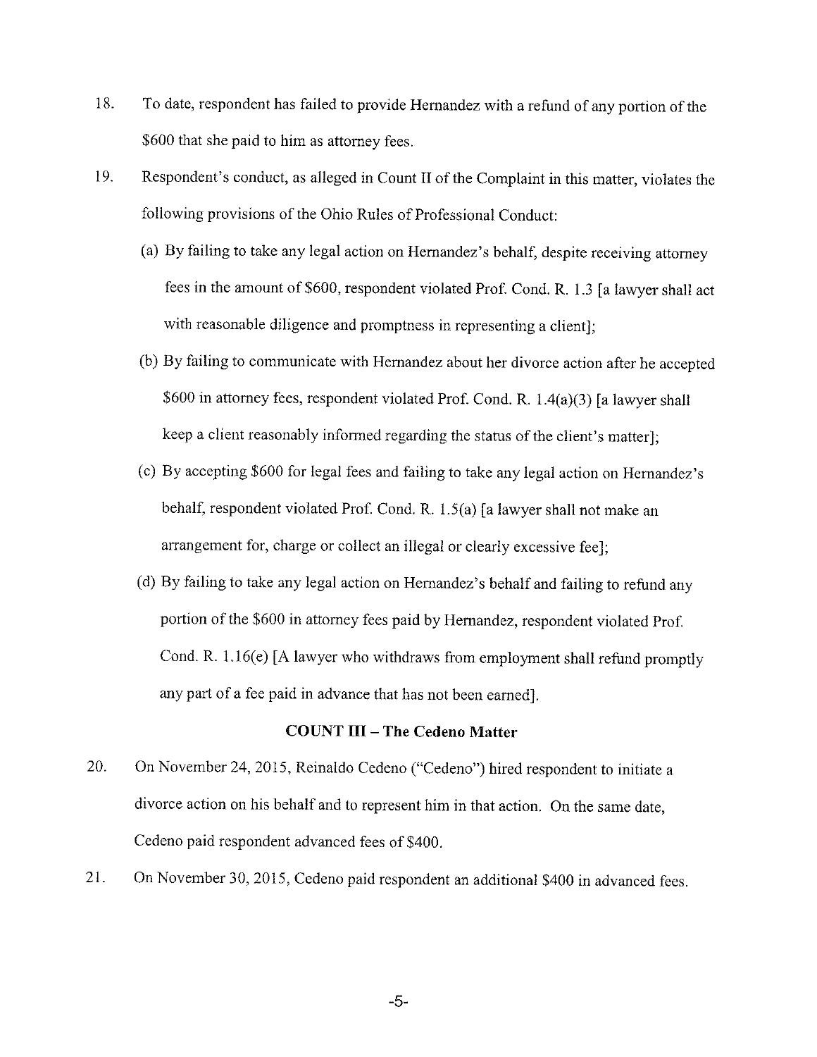18. To date, respondent has failed to provide Hernandez with a refund of any portion of the $600 that she paid to him as attorney fees.

19. Respondent's conduct, as alleged in Count II of the Complaint in this matter, violates the following provisions of the Ohio Rules of Professional Conduct:

    (a) By failing to take any legal action on Hernandez's behalf, despite receiving attorney fees in the amount of $600, respondent violated Prof. Cond. R. 1.3 [a lawyer shall act with reasonable diligence and promptness in representing a client];

    (b) By failing to communicate with Hernandez about her divorce action after he accepted $600 in attorney fees, respondent violated Prof. Cond. R. 1.4(a)(3) [a lawyer shall keep a client reasonably informed regarding the status of the client's matter];

    (c) By accepting $600 for legal fees and failing to take any legal action on Hernandez's behalf, respondent violated Prof. Cond. R. 1.5(a) [a lawyer shall not make an arrangement for, charge or collect an illegal or clearly excessive fee];

    (d) By failing to take any legal action on Hernandez's behalf and failing to refund any portion of the $600 in attorney fees paid by Hernandez, respondent violated Prof. Cond. R. 1.16(e) [A lawyer who withdraws from employment shall refund promptly any part of a fee paid in advance that has not been earned].

### COUNT III – The Cedeno Matter

20. On November 24, 2015, Reinaldo Cedeno ("Cedeno") hired respondent to initiate a divorce action on his behalf and to represent him in that action. On the same date, Cedeno paid respondent advanced fees of $400.

21. On November 30, 2015, Cedeno paid respondent an additional $400 in advanced fees.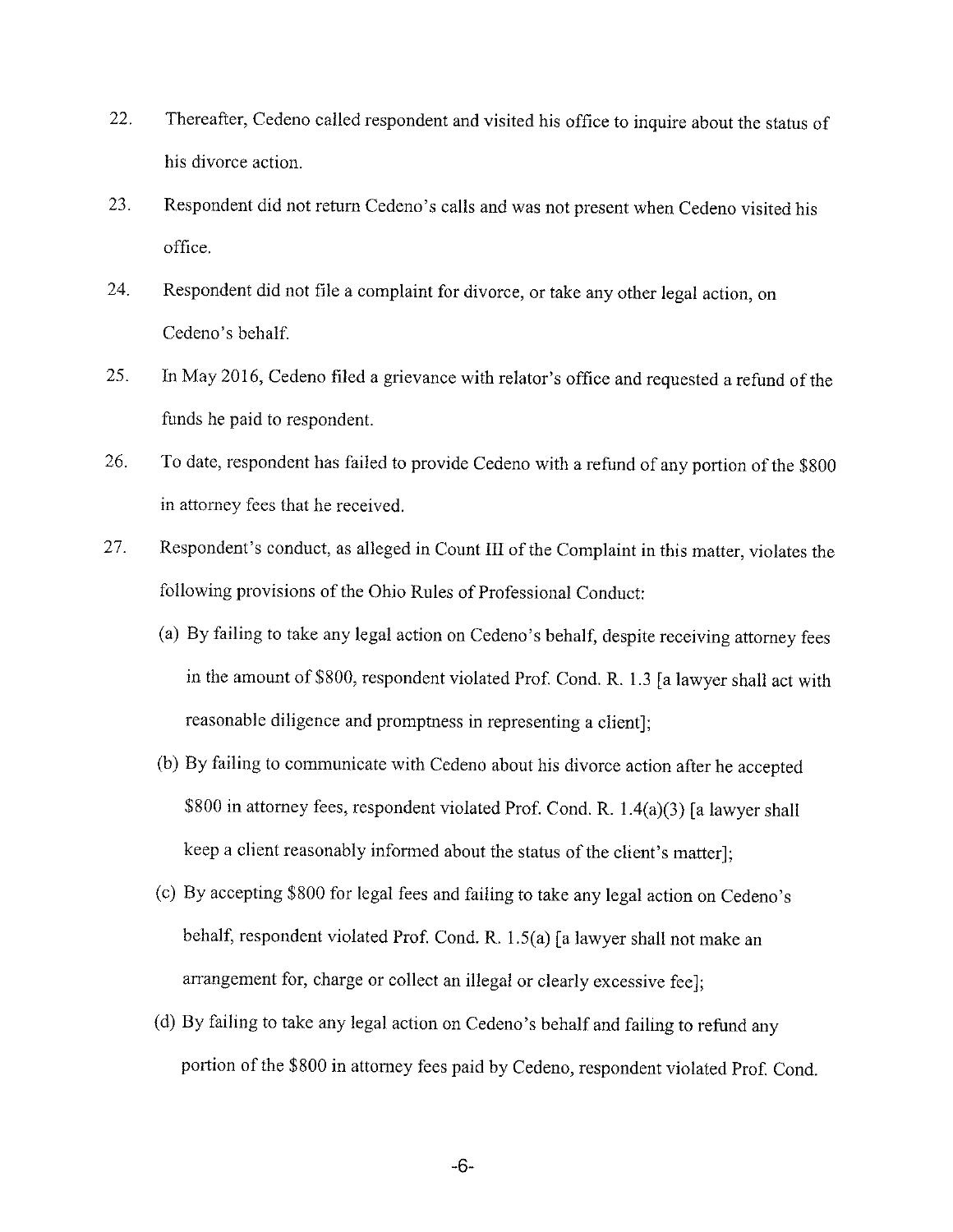22. Thereafter, Cedeno called respondent and visited his office to inquire about the status of his divorce action.

23. Respondent did not return Cedeno's calls and was not present when Cedeno visited his office.

24. Respondent did not file a complaint for divorce, or take any other legal action, on Cedeno's behalf.

25. In May 2016, Cedeno filed a grievance with relator's office and requested a refund of the funds he paid to respondent.

26. To date, respondent has failed to provide Cedeno with a refund of any portion of the $800 in attorney fees that he received.

27. Respondent's conduct, as alleged in Count III of the Complaint in this matter, violates the following provisions of the Ohio Rules of Professional Conduct:

    (a) By failing to take any legal action on Cedeno's behalf, despite receiving attorney fees in the amount of $800, respondent violated Prof. Cond. R. 1.3 [a lawyer shall act with reasonable diligence and promptness in representing a client];

    (b) By failing to communicate with Cedeno about his divorce action after he accepted $800 in attorney fees, respondent violated Prof. Cond. R. 1.4(a)(3) [a lawyer shall keep a client reasonably informed about the status of the client's matter];

    (c) By accepting $800 for legal fees and failing to take any legal action on Cedeno's behalf, respondent violated Prof. Cond. R. 1.5(a) [a lawyer shall not make an arrangement for, charge or collect an illegal or clearly excessive fee];

    (d) By failing to take any legal action on Cedeno's behalf and failing to refund any portion of the $800 in attorney fees paid by Cedeno, respondent violated Prof. Cond.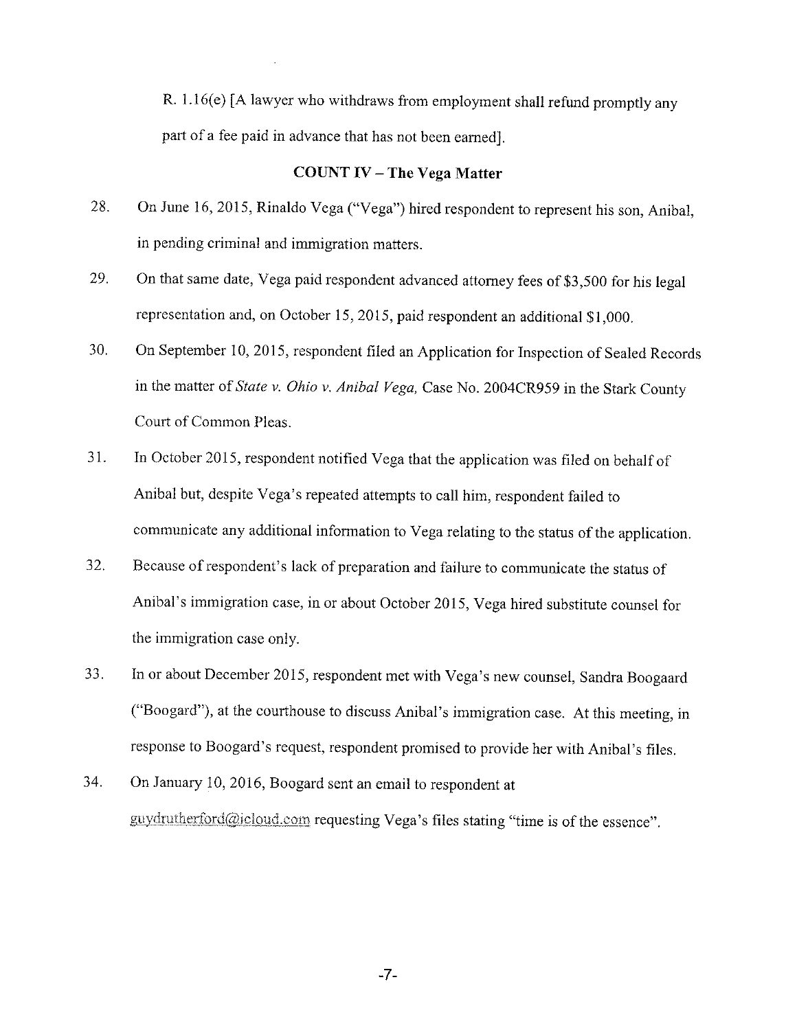R. 1.16(e) [A lawyer who withdraws from employment shall refund promptly any part of a fee paid in advance that has not been earned].

## COUNT IV – The Vega Matter

28. On June 16, 2015, Rinaldo Vega ("Vega") hired respondent to represent his son, Anibal, in pending criminal and immigration matters.

29. On that same date, Vega paid respondent advanced attorney fees of $3,500 for his legal representation and, on October 15, 2015, paid respondent an additional $1,000.

30. On September 10, 2015, respondent filed an Application for Inspection of Sealed Records in the matter of *State v. Ohio v. Anibal Vega,* Case No. 2004CR959 in the Stark County Court of Common Pleas.

31. In October 2015, respondent notified Vega that the application was filed on behalf of Anibal but, despite Vega's repeated attempts to call him, respondent failed to communicate any additional information to Vega relating to the status of the application.

32. Because of respondent's lack of preparation and failure to communicate the status of Anibal's immigration case, in or about October 2015, Vega hired substitute counsel for the immigration case only.

33. In or about December 2015, respondent met with Vega's new counsel, Sandra Boogaard ("Boogard"), at the courthouse to discuss Anibal's immigration case. At this meeting, in response to Boogard's request, respondent promised to provide her with Anibal's files.

34. On January 10, 2016, Boogard sent an email to respondent at guydrutherford@icloud.com requesting Vega's files stating "time is of the essence".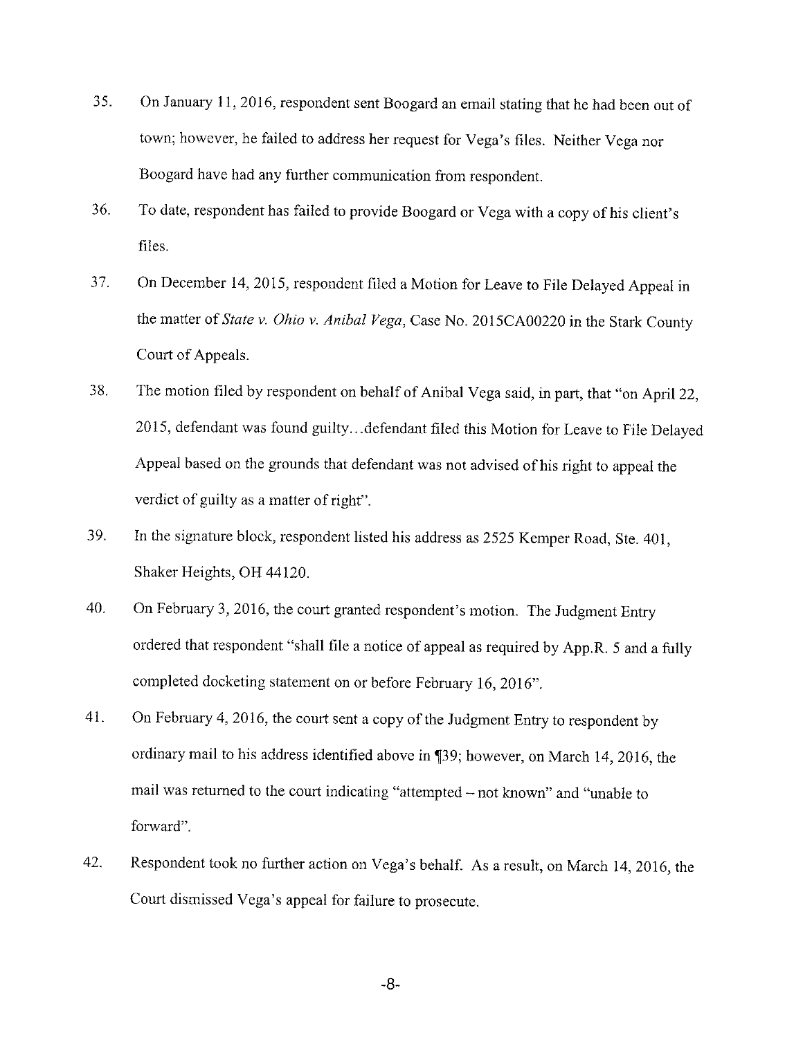35. On January 11, 2016, respondent sent Boogard an email stating that he had been out of town; however, he failed to address her request for Vega's files. Neither Vega nor Boogard have had any further communication from respondent.

36. To date, respondent has failed to provide Boogard or Vega with a copy of his client's files.

37. On December 14, 2015, respondent filed a Motion for Leave to File Delayed Appeal in the matter of *State v. Ohio v. Anibal Vega*, Case No. 2015CA00220 in the Stark County Court of Appeals.

38. The motion filed by respondent on behalf of Anibal Vega said, in part, that "on April 22, 2015, defendant was found guilty…defendant filed this Motion for Leave to File Delayed Appeal based on the grounds that defendant was not advised of his right to appeal the verdict of guilty as a matter of right".

39. In the signature block, respondent listed his address as 2525 Kemper Road, Ste. 401, Shaker Heights, OH 44120.

40. On February 3, 2016, the court granted respondent's motion. The Judgment Entry ordered that respondent "shall file a notice of appeal as required by App.R. 5 and a fully completed docketing statement on or before February 16, 2016".

41. On February 4, 2016, the court sent a copy of the Judgment Entry to respondent by ordinary mail to his address identified above in ¶39; however, on March 14, 2016, the mail was returned to the court indicating "attempted – not known" and "unable to forward".

42. Respondent took no further action on Vega's behalf. As a result, on March 14, 2016, the Court dismissed Vega's appeal for failure to prosecute.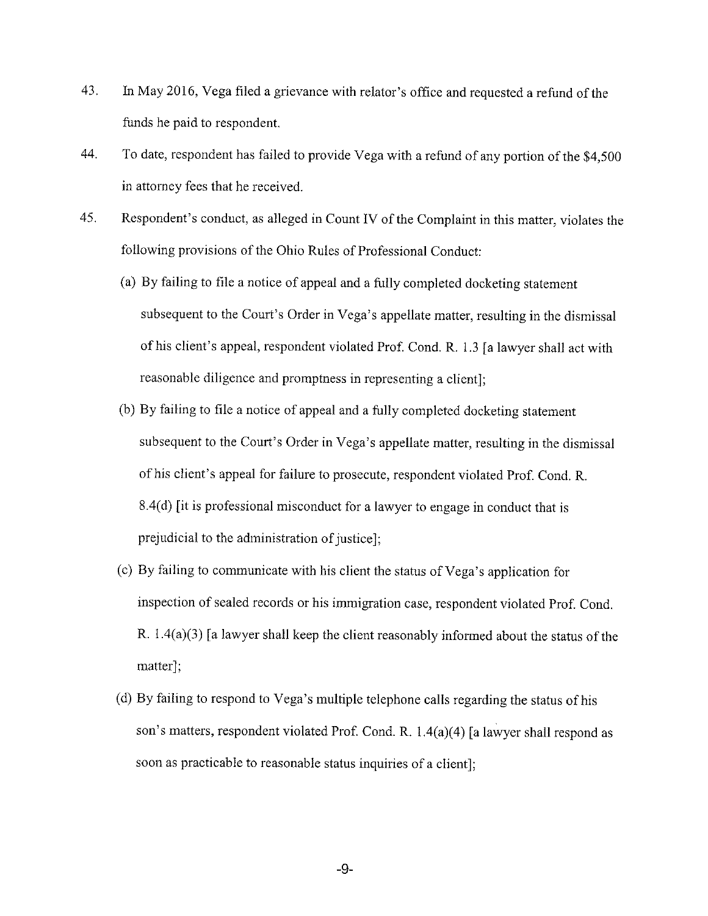43. In May 2016, Vega filed a grievance with relator's office and requested a refund of the funds he paid to respondent.

44. To date, respondent has failed to provide Vega with a refund of any portion of the $4,500 in attorney fees that he received.

45. Respondent's conduct, as alleged in Count IV of the Complaint in this matter, violates the following provisions of the Ohio Rules of Professional Conduct:

   (a) By failing to file a notice of appeal and a fully completed docketing statement subsequent to the Court's Order in Vega's appellate matter, resulting in the dismissal of his client's appeal, respondent violated Prof. Cond. R. 1.3 [a lawyer shall act with reasonable diligence and promptness in representing a client];

   (b) By failing to file a notice of appeal and a fully completed docketing statement subsequent to the Court's Order in Vega's appellate matter, resulting in the dismissal of his client's appeal for failure to prosecute, respondent violated Prof. Cond. R. 8.4(d) [it is professional misconduct for a lawyer to engage in conduct that is prejudicial to the administration of justice];

   (c) By failing to communicate with his client the status of Vega's application for inspection of sealed records or his immigration case, respondent violated Prof. Cond. R. 1.4(a)(3) [a lawyer shall keep the client reasonably informed about the status of the matter];

   (d) By failing to respond to Vega's multiple telephone calls regarding the status of his son's matters, respondent violated Prof. Cond. R. 1.4(a)(4) [a lawyer shall respond as soon as practicable to reasonable status inquiries of a client];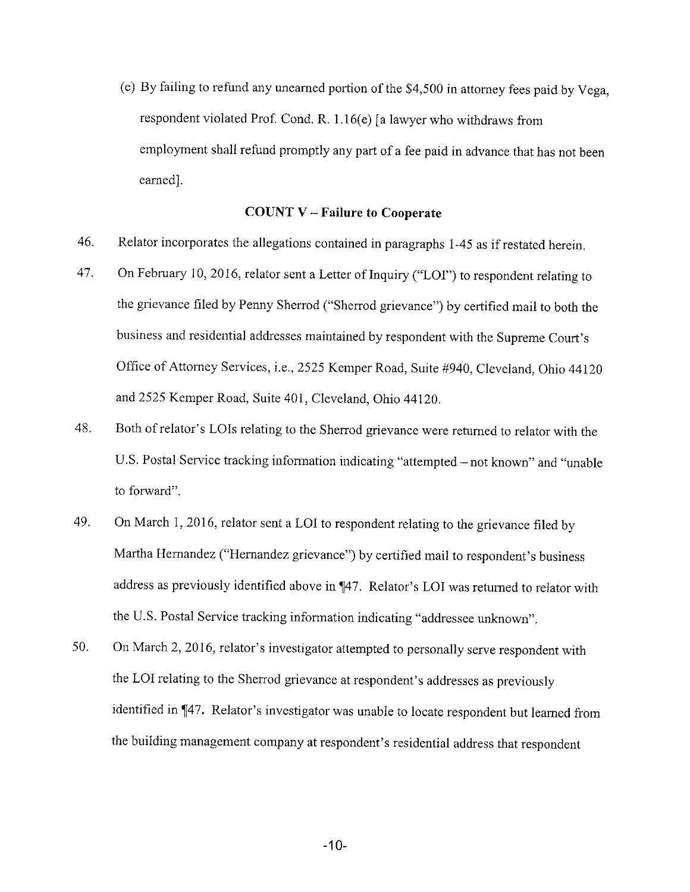(e) By failing to refund any unearned portion of the $4,500 in attorney fees paid by Vega, respondent violated Prof. Cond. R. 1.16(e) [a lawyer who withdraws from employment shall refund promptly any part of a fee paid in advance that has not been earned].

**COUNT V – Failure to Cooperate**

46. Relator incorporates the allegations contained in paragraphs 1-45 as if restated herein.

47. On February 10, 2016, relator sent a Letter of Inquiry ("LOI") to respondent relating to the grievance filed by Penny Sherrod ("Sherrod grievance") by certified mail to both the business and residential addresses maintained by respondent with the Supreme Court's Office of Attorney Services, i.e., 2525 Kemper Road, Suite #940, Cleveland, Ohio 44120 and 2525 Kemper Road, Suite 401, Cleveland, Ohio 44120.

48. Both of relator's LOIs relating to the Sherrod grievance were returned to relator with the U.S. Postal Service tracking information indicating "attempted – not known" and "unable to forward".

49. On March 1, 2016, relator sent a LOI to respondent relating to the grievance filed by Martha Hernandez ("Hernandez grievance") by certified mail to respondent's business address as previously identified above in ¶47. Relator's LOI was returned to relator with the U.S. Postal Service tracking information indicating "addressee unknown".

50. On March 2, 2016, relator's investigator attempted to personally serve respondent with the LOI relating to the Sherrod grievance at respondent's addresses as previously identified in ¶47. Relator's investigator was unable to locate respondent but learned from the building management company at respondent's residential address that respondent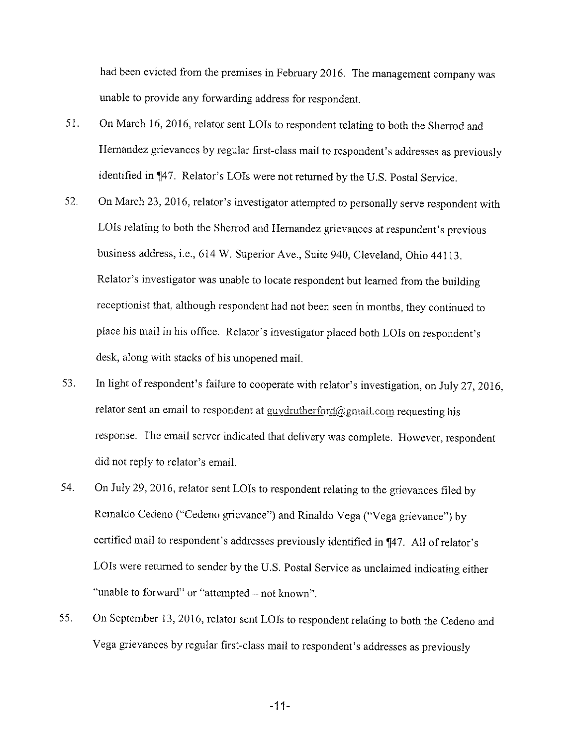had been evicted from the premises in February 2016. The management company was unable to provide any forwarding address for respondent.

51. On March 16, 2016, relator sent LOIs to respondent relating to both the Sherrod and Hernandez grievances by regular first-class mail to respondent's addresses as previously identified in ¶47. Relator's LOIs were not returned by the U.S. Postal Service.

52. On March 23, 2016, relator's investigator attempted to personally serve respondent with LOIs relating to both the Sherrod and Hernandez grievances at respondent's previous business address, i.e., 614 W. Superior Ave., Suite 940, Cleveland, Ohio 44113. Relator's investigator was unable to locate respondent but learned from the building receptionist that, although respondent had not been seen in months, they continued to place his mail in his office. Relator's investigator placed both LOIs on respondent's desk, along with stacks of his unopened mail.

53. In light of respondent's failure to cooperate with relator's investigation, on July 27, 2016, relator sent an email to respondent at guydrutherford@gmail.com requesting his response. The email server indicated that delivery was complete. However, respondent did not reply to relator's email.

54. On July 29, 2016, relator sent LOIs to respondent relating to the grievances filed by Reinaldo Cedeno ("Cedeno grievance") and Rinaldo Vega ("Vega grievance") by certified mail to respondent's addresses previously identified in ¶47. All of relator's LOIs were returned to sender by the U.S. Postal Service as unclaimed indicating either "unable to forward" or "attempted – not known".

55. On September 13, 2016, relator sent LOIs to respondent relating to both the Cedeno and Vega grievances by regular first-class mail to respondent's addresses as previously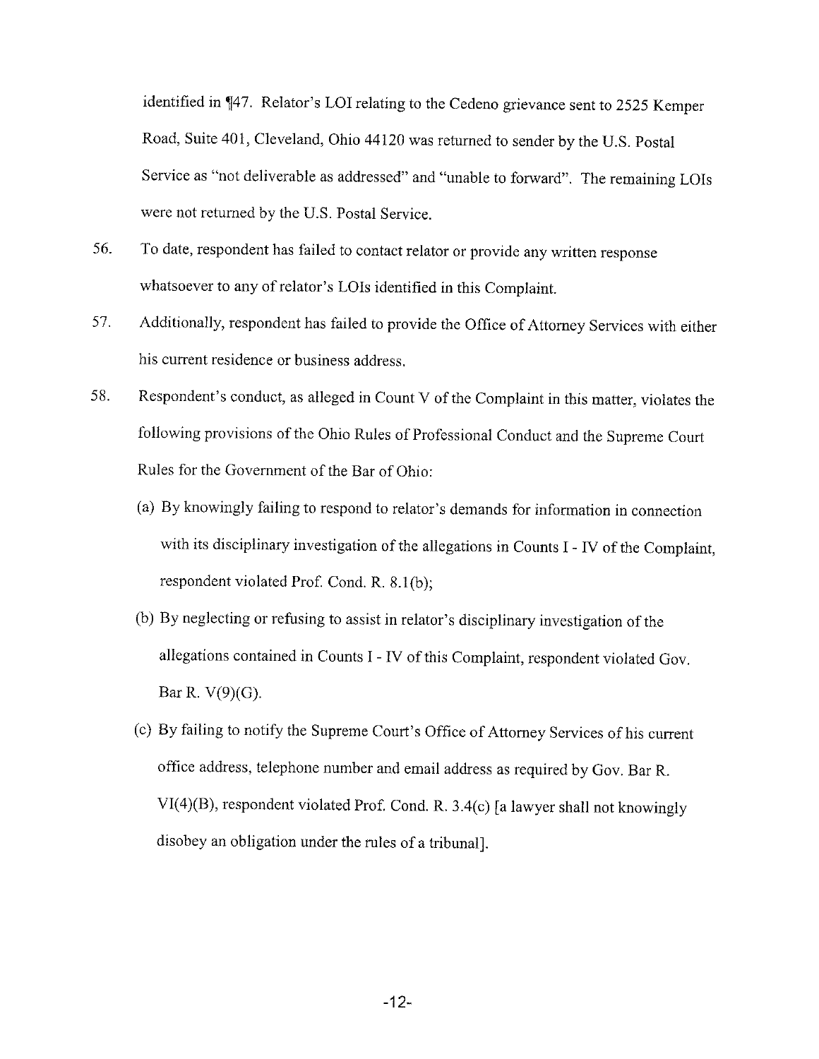identified in ¶47. Relator's LOI relating to the Cedeno grievance sent to 2525 Kemper Road, Suite 401, Cleveland, Ohio 44120 was returned to sender by the U.S. Postal Service as "not deliverable as addressed" and "unable to forward". The remaining LOIs were not returned by the U.S. Postal Service.

56. To date, respondent has failed to contact relator or provide any written response whatsoever to any of relator's LOIs identified in this Complaint.

57. Additionally, respondent has failed to provide the Office of Attorney Services with either his current residence or business address.

58. Respondent's conduct, as alleged in Count V of the Complaint in this matter, violates the following provisions of the Ohio Rules of Professional Conduct and the Supreme Court Rules for the Government of the Bar of Ohio:

   (a) By knowingly failing to respond to relator's demands for information in connection with its disciplinary investigation of the allegations in Counts I - IV of the Complaint, respondent violated Prof. Cond. R. 8.1(b);

   (b) By neglecting or refusing to assist in relator's disciplinary investigation of the allegations contained in Counts I - IV of this Complaint, respondent violated Gov. Bar R. V(9)(G).

   (c) By failing to notify the Supreme Court's Office of Attorney Services of his current office address, telephone number and email address as required by Gov. Bar R. VI(4)(B), respondent violated Prof. Cond. R. 3.4(c) [a lawyer shall not knowingly disobey an obligation under the rules of a tribunal].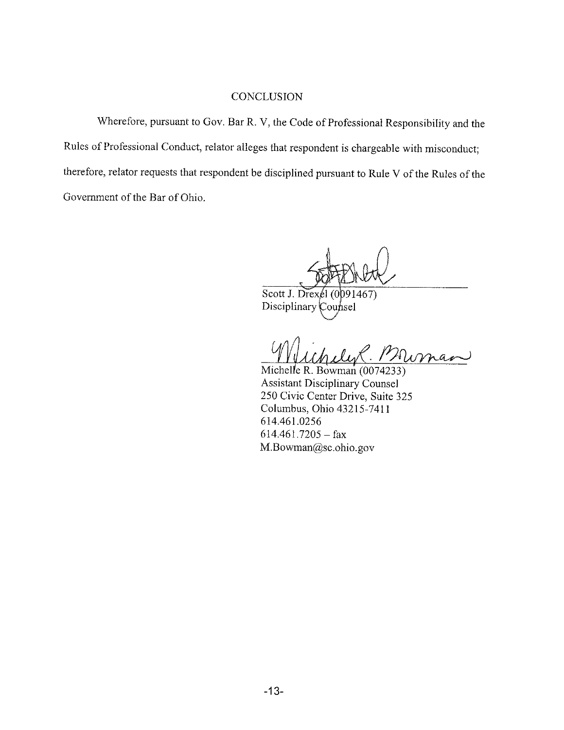## CONCLUSION

Wherefore, pursuant to Gov. Bar R. V, the Code of Professional Responsibility and the Rules of Professional Conduct, relator alleges that respondent is chargeable with misconduct; therefore, relator requests that respondent be disciplined pursuant to Rule V of the Rules of the Government of the Bar of Ohio.

Scott J. Drexel (0091467)
Disciplinary Counsel

Michelle R. Bowman (0074233)
Assistant Disciplinary Counsel
250 Civic Center Drive, Suite 325
Columbus, Ohio 43215-7411
614.461.0256
614.461.7205 – fax
M.Bowman@sc.ohio.gov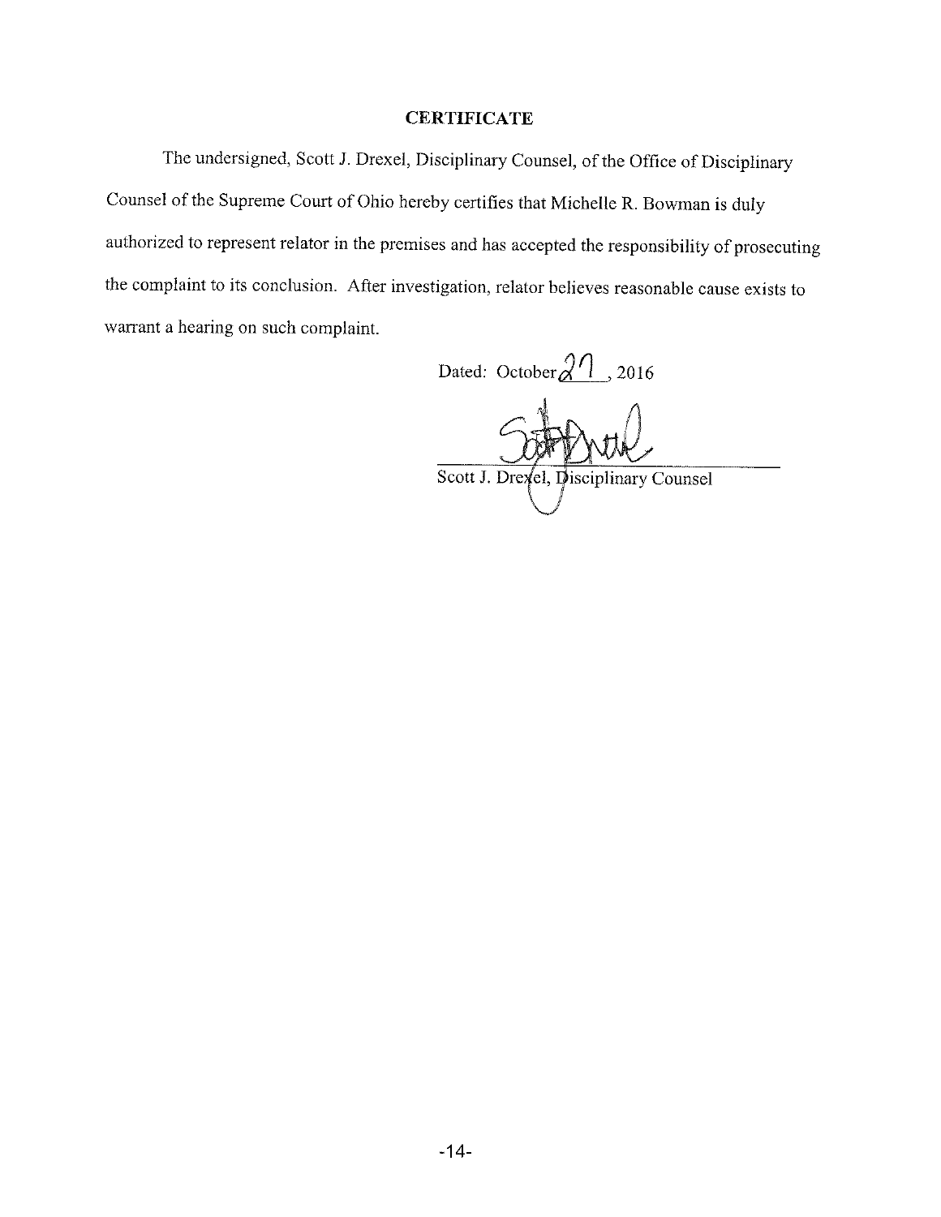**CERTIFICATE**

The undersigned, Scott J. Drexel, Disciplinary Counsel, of the Office of Disciplinary Counsel of the Supreme Court of Ohio hereby certifies that Michelle R. Bowman is duly authorized to represent relator in the premises and has accepted the responsibility of prosecuting the complaint to its conclusion. After investigation, relator believes reasonable cause exists to warrant a hearing on such complaint.

Dated: October 27, 2016

Scott J. Drexel, Disciplinary Counsel